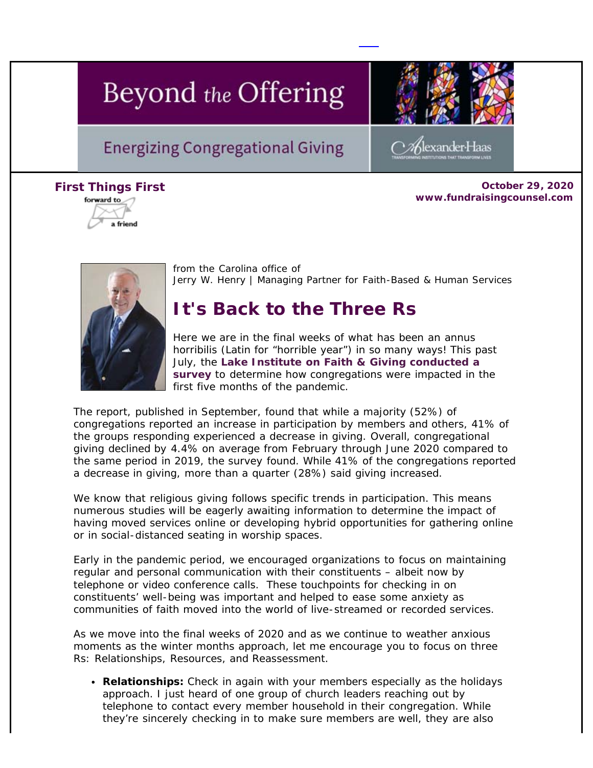# Beyond the Offering

## Energizing Congregational Giving

Alexander Haas
TRANSFORMING INSTITUTIONS THAT TRANSFORM LIVES

**First Things First**

forward to a friend

**October 29, 2020**
**www.fundraisingcounsel.com**

from the Carolina office of
Jerry W. Henry | Managing Partner for Faith-Based & Human Services

## It's Back to the Three Rs

Here we are in the final weeks of what has been an annus horribilis (Latin for "horrible year") in so many ways! This past July, the **Lake Institute on Faith & Giving conducted a survey** to determine how congregations were impacted in the first five months of the pandemic.

The report, published in September, found that while a majority (52%) of congregations reported an increase in participation by members and others, 41% of the groups responding experienced a decrease in giving. Overall, congregational giving declined by 4.4% on average from February through June 2020 compared to the same period in 2019, the survey found. While 41% of the congregations reported a decrease in giving, more than a quarter (28%) said giving increased.

We know that religious giving follows specific trends in participation. This means numerous studies will be eagerly awaiting information to determine the impact of having moved services online or developing hybrid opportunities for gathering online or in social-distanced seating in worship spaces.

Early in the pandemic period, we encouraged organizations to focus on maintaining regular and personal communication with their constituents – albeit now by telephone or video conference calls. These touchpoints for checking in on constituents' well-being was important and helped to ease some anxiety as communities of faith moved into the world of live-streamed or recorded services.

As we move into the final weeks of 2020 and as we continue to weather anxious moments as the winter months approach, let me encourage you to focus on three Rs: Relationships, Resources, and Reassessment.

- **Relationships:** Check in again with your members especially as the holidays approach. I just heard of one group of church leaders reaching out by telephone to contact every member household in their congregation. While they're sincerely checking in to make sure members are well, they are also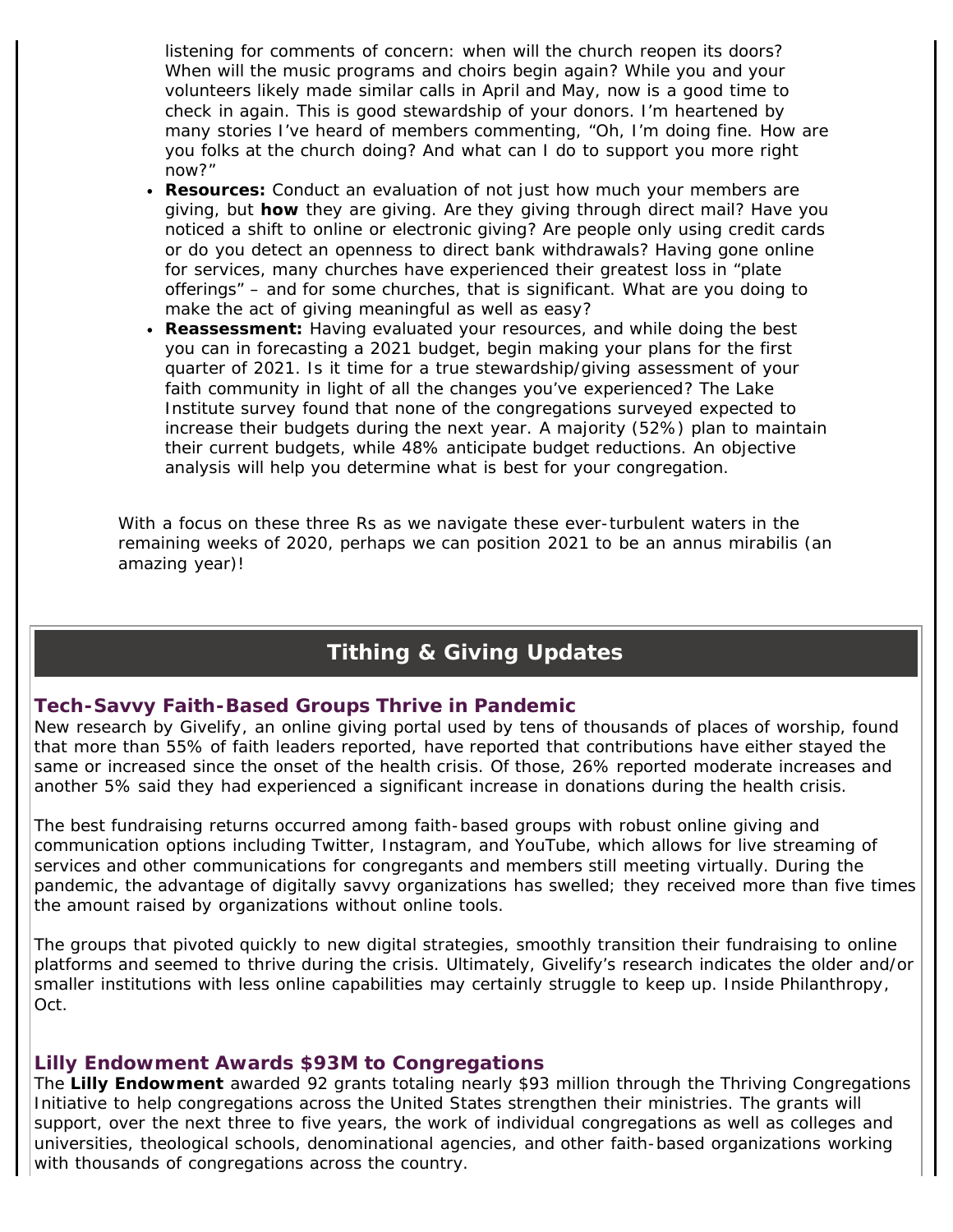listening for comments of concern: when will the church reopen its doors? When will the music programs and choirs begin again? While you and your volunteers likely made similar calls in April and May, now is a good time to check in again. This is good stewardship of your donors. I'm heartened by many stories I've heard of members commenting, "Oh, I'm doing fine. How are you folks at the church doing? And what can I do to support you more right now?"

- **Resources:** Conduct an evaluation of not just how much your members are giving, but **how** they are giving. Are they giving through direct mail? Have you noticed a shift to online or electronic giving? Are people only using credit cards or do you detect an openness to direct bank withdrawals? Having gone online for services, many churches have experienced their greatest loss in "plate offerings" – and for some churches, that is significant. What are you doing to make the act of giving meaningful as well as easy?
- **Reassessment:** Having evaluated your resources, and while doing the best you can in forecasting a 2021 budget, begin making your plans for the first quarter of 2021. Is it time for a true stewardship/giving assessment of your faith community in light of all the changes you've experienced? The Lake Institute survey found that none of the congregations surveyed expected to increase their budgets during the next year. A majority (52%) plan to maintain their current budgets, while 48% anticipate budget reductions. An objective analysis will help you determine what is best for your congregation.

With a focus on these three Rs as we navigate these ever-turbulent waters in the remaining weeks of 2020, perhaps we can position 2021 to be an annus mirabilis (an amazing year)!

## Tithing & Giving Updates

### Tech-Savvy Faith-Based Groups Thrive in Pandemic

New research by Givelify, an online giving portal used by tens of thousands of places of worship, found that more than 55% of faith leaders reported, have reported that contributions have either stayed the same or increased since the onset of the health crisis. Of those, 26% reported moderate increases and another 5% said they had experienced a significant increase in donations during the health crisis.

The best fundraising returns occurred among faith-based groups with robust online giving and communication options including Twitter, Instagram, and YouTube, which allows for live streaming of services and other communications for congregants and members still meeting virtually. During the pandemic, the advantage of digitally savvy organizations has swelled; they received more than five times the amount raised by organizations without online tools.

The groups that pivoted quickly to new digital strategies, smoothly transition their fundraising to online platforms and seemed to thrive during the crisis. Ultimately, Givelify's research indicates the older and/or smaller institutions with less online capabilities may certainly struggle to keep up. Inside Philanthropy, Oct.

### Lilly Endowment Awards $93M to Congregations

The **Lilly Endowment** awarded 92 grants totaling nearly $93 million through the Thriving Congregations Initiative to help congregations across the United States strengthen their ministries. The grants will support, over the next three to five years, the work of individual congregations as well as colleges and universities, theological schools, denominational agencies, and other faith-based organizations working with thousands of congregations across the country.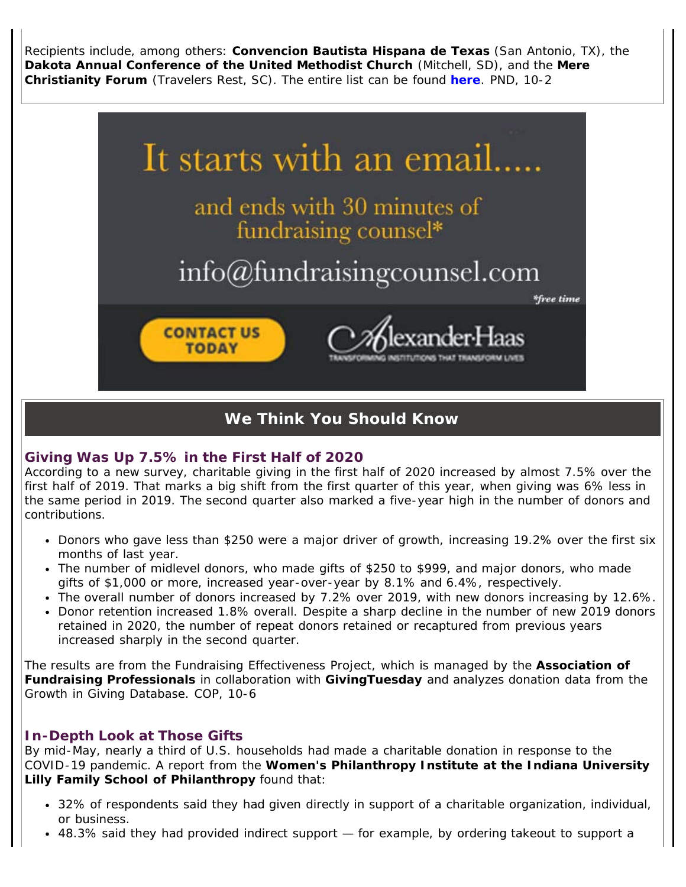Recipients include, among others: **Convencion Bautista Hispana de Texas** (San Antonio, TX), the **Dakota Annual Conference of the United Methodist Church** (Mitchell, SD), and the **Mere Christianity Forum** (Travelers Rest, SC). The entire list can be found **here**. PND, 10-2

It starts with an email.....

and ends with 30 minutes of fundraising counsel*

info@fundraisingcounsel.com

*free time

CONTACT US TODAY

AlexanderHaas — TRANSFORMING INSTITUTIONS THAT TRANSFORM LIVES

## We Think You Should Know

### Giving Was Up 7.5% in the First Half of 2020

According to a new survey, charitable giving in the first half of 2020 increased by almost 7.5% over the first half of 2019. That marks a big shift from the first quarter of this year, when giving was 6% less in the same period in 2019. The second quarter also marked a five-year high in the number of donors and contributions.

- Donors who gave less than $250 were a major driver of growth, increasing 19.2% over the first six months of last year.
- The number of midlevel donors, who made gifts of $250 to $999, and major donors, who made gifts of $1,000 or more, increased year-over-year by 8.1% and 6.4%, respectively.
- The overall number of donors increased by 7.2% over 2019, with new donors increasing by 12.6%.
- Donor retention increased 1.8% overall. Despite a sharp decline in the number of new 2019 donors retained in 2020, the number of repeat donors retained or recaptured from previous years increased sharply in the second quarter.

The results are from the Fundraising Effectiveness Project, which is managed by the **Association of Fundraising Professionals** in collaboration with **GivingTuesday** and analyzes donation data from the Growth in Giving Database. COP, 10-6

### In-Depth Look at Those Gifts

By mid-May, nearly a third of U.S. households had made a charitable donation in response to the COVID-19 pandemic. A report from the **Women's Philanthropy Institute at the Indiana University Lilly Family School of Philanthropy** found that:

- 32% of respondents said they had given directly in support of a charitable organization, individual, or business.
- 48.3% said they had provided indirect support — for example, by ordering takeout to support a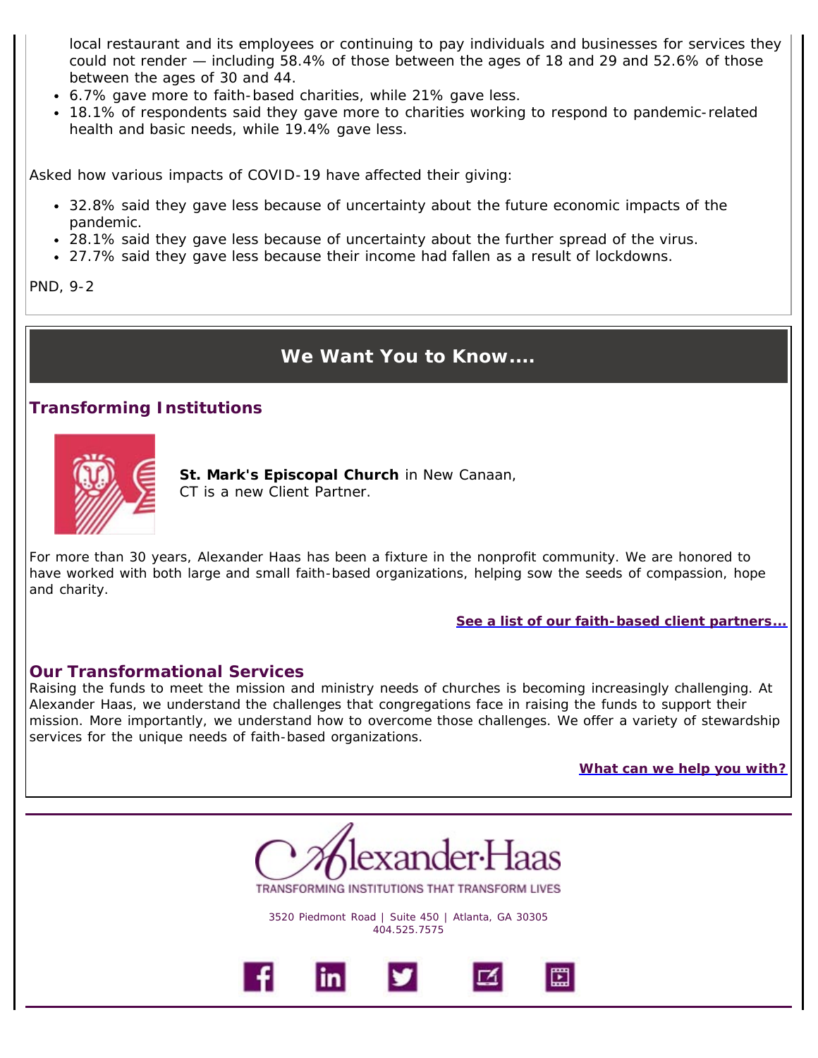- local restaurant and its employees or continuing to pay individuals and businesses for services they could not render — including 58.4% of those between the ages of 18 and 29 and 52.6% of those between the ages of 30 and 44.
- 6.7% gave more to faith-based charities, while 21% gave less.
- 18.1% of respondents said they gave more to charities working to respond to pandemic-related health and basic needs, while 19.4% gave less.

Asked how various impacts of COVID-19 have affected their giving:

- 32.8% said they gave less because of uncertainty about the future economic impacts of the pandemic.
- 28.1% said they gave less because of uncertainty about the further spread of the virus.
- 27.7% said they gave less because their income had fallen as a result of lockdowns.

PND, 9-2

## We Want You to Know....

### Transforming Institutions

**St. Mark's Episcopal Church** in New Canaan, CT is a new Client Partner.

For more than 30 years, Alexander Haas has been a fixture in the nonprofit community. We are honored to have worked with both large and small faith-based organizations, helping sow the seeds of compassion, hope and charity.

**See a list of our faith-based client partners...**

### Our Transformational Services

Raising the funds to meet the mission and ministry needs of churches is becoming increasingly challenging. At Alexander Haas, we understand the challenges that congregations face in raising the funds to support their mission. More importantly, we understand how to overcome those challenges. We offer a variety of stewardship services for the unique needs of faith-based organizations.

**What can we help you with?**

Alexander·Haas

TRANSFORMING INSTITUTIONS THAT TRANSFORM LIVES

3520 Piedmont Road | Suite 450 | Atlanta, GA 30305
404.525.7575